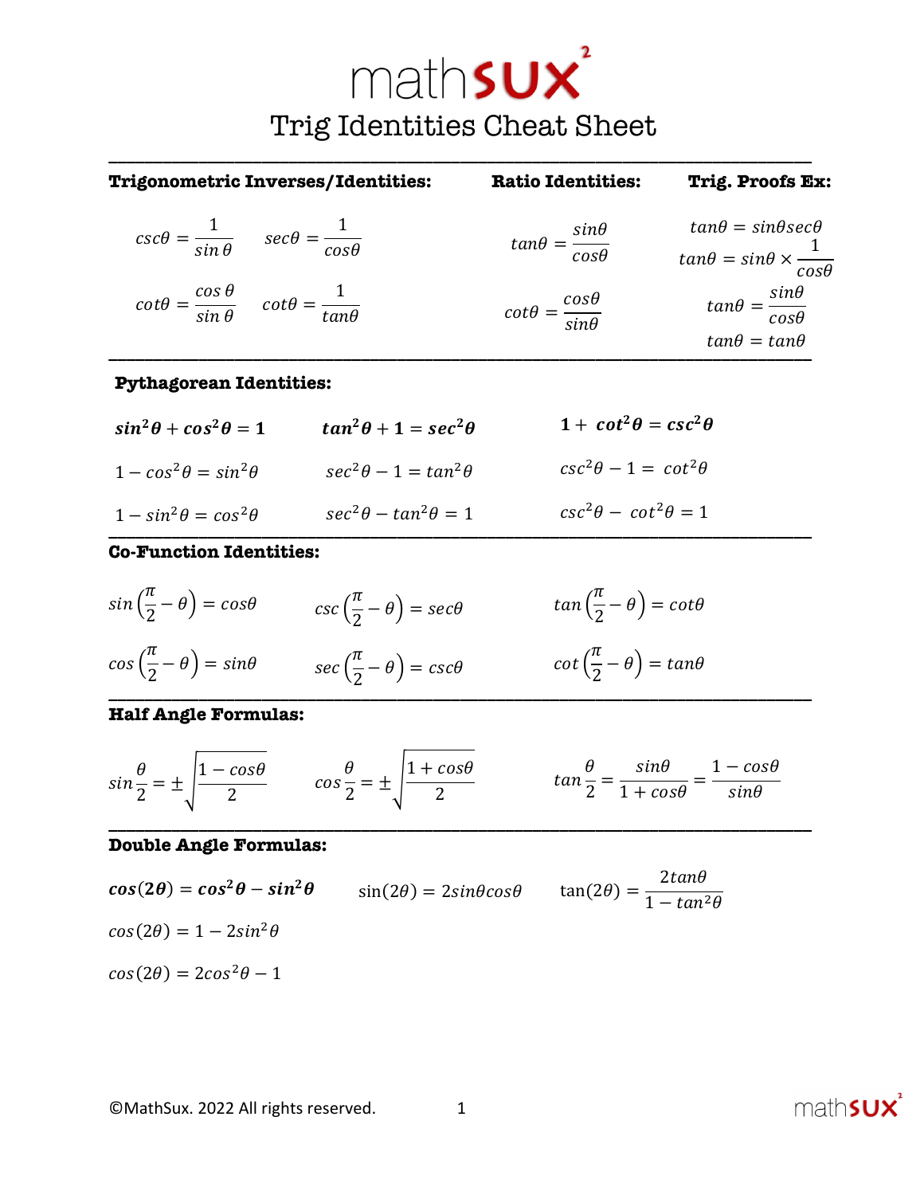# mathSUX²

## Trig Identities Cheat Sheet

### Trigonometric Inverses/Identities:

$$csc\theta = \frac{1}{\sin\theta} \qquad sec\theta = \frac{1}{cos\theta}$$

$$cot\theta = \frac{\cos\theta}{\sin\theta} \qquad cot\theta = \frac{1}{tan\theta}$$

### Ratio Identities:

$$tan\theta = \frac{sin\theta}{cos\theta}$$

$$cot\theta = \frac{cos\theta}{sin\theta}$$

### Trig. Proofs Ex:

$$tan\theta = sin\theta sec\theta$$

$$tan\theta = sin\theta \times \frac{1}{cos\theta}$$

$$tan\theta = \frac{sin\theta}{cos\theta}$$

$$tan\theta = tan\theta$$

### Pythagorean Identities:

$$\boldsymbol{sin^2\theta + cos^2\theta = 1} \qquad \boldsymbol{tan^2\theta + 1 = sec^2\theta} \qquad \boldsymbol{1 + cot^2\theta = csc^2\theta}$$

$$1 - cos^2\theta = sin^2\theta \qquad sec^2\theta - 1 = tan^2\theta \qquad csc^2\theta - 1 = cot^2\theta$$

$$1 - sin^2\theta = cos^2\theta \qquad sec^2\theta - tan^2\theta = 1 \qquad csc^2\theta - cot^2\theta = 1$$

### Co-Function Identities:

$$sin\left(\frac{\pi}{2} - \theta\right) = cos\theta \qquad csc\left(\frac{\pi}{2} - \theta\right) = sec\theta \qquad tan\left(\frac{\pi}{2} - \theta\right) = cot\theta$$

$$cos\left(\frac{\pi}{2} - \theta\right) = sin\theta \qquad sec\left(\frac{\pi}{2} - \theta\right) = csc\theta \qquad cot\left(\frac{\pi}{2} - \theta\right) = tan\theta$$

### Half Angle Formulas:

$$sin\frac{\theta}{2} = \pm\sqrt{\frac{1 - cos\theta}{2}} \qquad cos\frac{\theta}{2} = \pm\sqrt{\frac{1 + cos\theta}{2}} \qquad tan\frac{\theta}{2} = \frac{sin\theta}{1 + cos\theta} = \frac{1 - cos\theta}{sin\theta}$$

### Double Angle Formulas:

$$\boldsymbol{cos(2\theta) = cos^2\theta - sin^2\theta} \qquad \sin(2\theta) = 2sin\theta cos\theta \qquad \tan(2\theta) = \frac{2tan\theta}{1 - tan^2\theta}$$

$$cos(2\theta) = 1 - 2sin^2\theta$$

$$cos(2\theta) = 2cos^2\theta - 1$$

©MathSux. 2022 All rights reserved.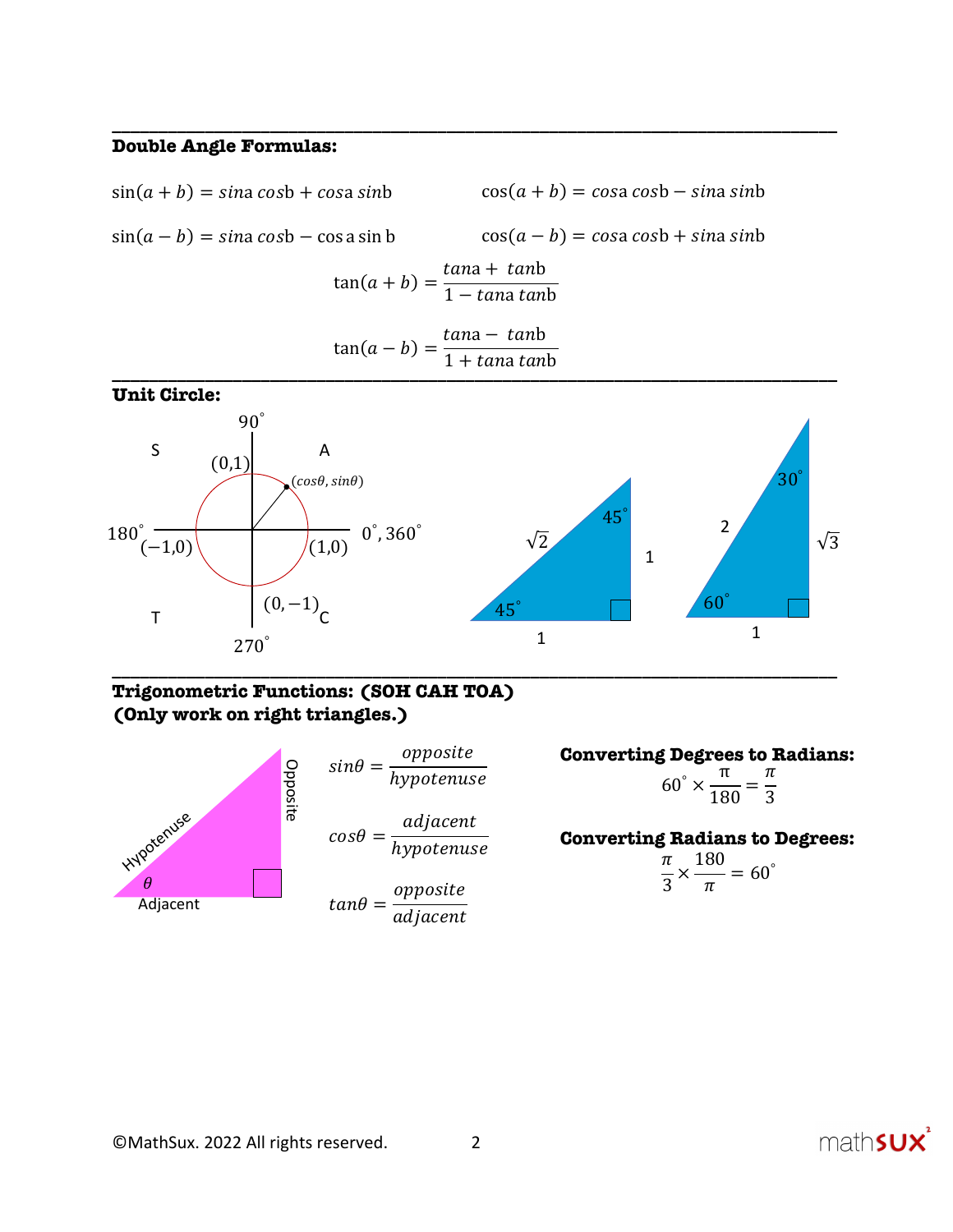## Double Angle Formulas:

$\sin(a+b) = \sin a \cos b + \cos a \sin b$

$\cos(a+b) = \cos a \cos b - \sin a \sin b$

$\sin(a-b) = \sin a \cos b - \cos a \sin b$

$\cos(a-b) = \cos a \cos b + \sin a \sin b$

$$\tan(a+b) = \frac{\tan a + \tan b}{1 - \tan a \tan b}$$

$$\tan(a-b) = \frac{\tan a - \tan b}{1 + \tan a \tan b}$$

## Unit Circle:

90°

S

A

(0,1)

$(\cos\theta, \sin\theta)$

180°

(−1,0)

(1,0)

0°, 360°

T

(0,−1)

C

270°

$\sqrt{2}$

45°

1

45°

1

30°

2

$\sqrt{3}$

60°

1

## Trigonometric Functions: (SOH CAH TOA)
## (Only work on right triangles.)

Hypotenuse

Opposite

$\theta$

Adjacent

$$\sin\theta = \frac{opposite}{hypotenuse}$$

$$\cos\theta = \frac{adjacent}{hypotenuse}$$

$$\tan\theta = \frac{opposite}{adjacent}$$

**Converting Degrees to Radians:**

$$60^\circ \times \frac{\pi}{180} = \frac{\pi}{3}$$

**Converting Radians to Degrees:**

$$\frac{\pi}{3} \times \frac{180}{\pi} = 60^\circ$$

©MathSux. 2022 All rights reserved.